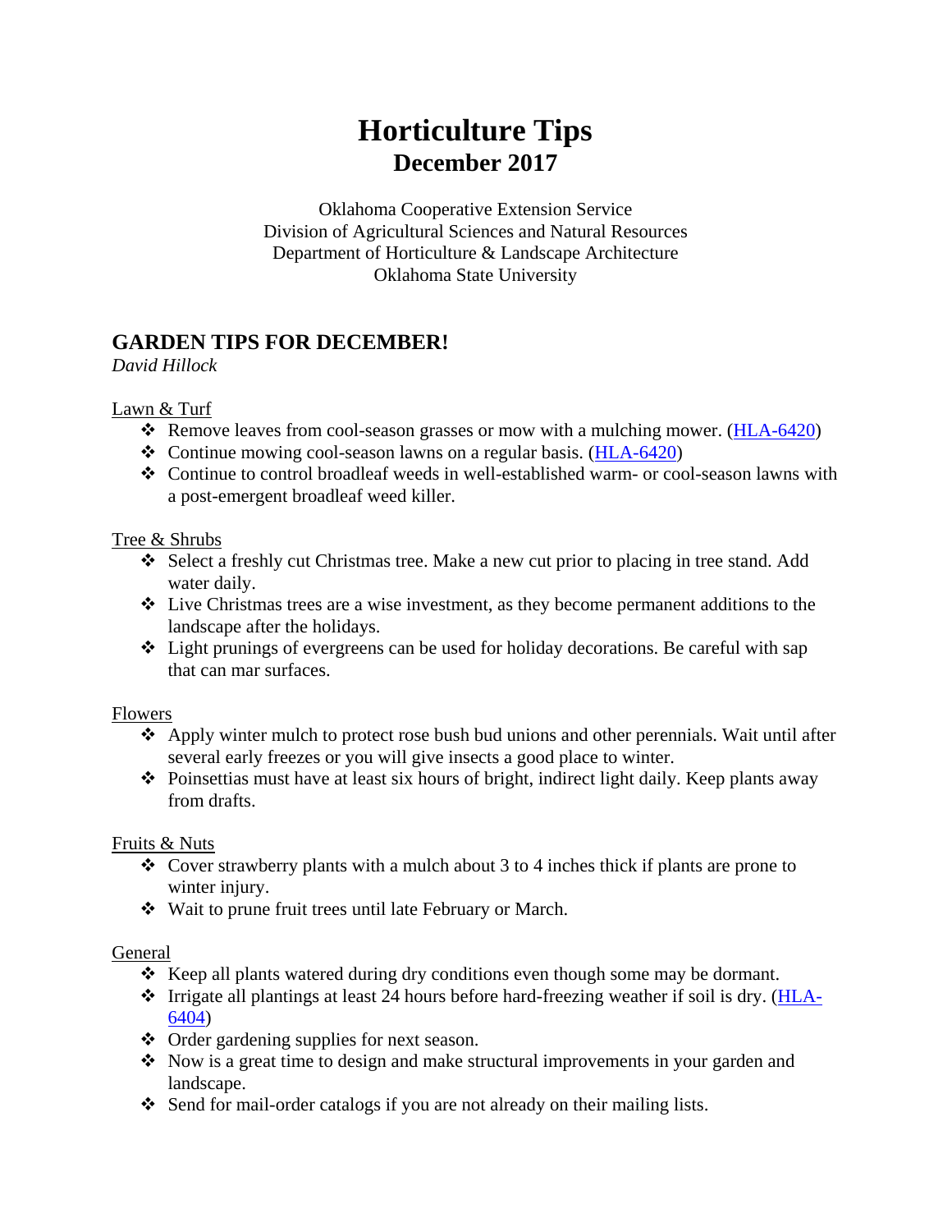# Horticulture Tips
## December 2017

Oklahoma Cooperative Extension Service
Division of Agricultural Sciences and Natural Resources
Department of Horticulture & Landscape Architecture
Oklahoma State University

## GARDEN TIPS FOR DECEMBER!

*David Hillock*

Lawn & Turf

- Remove leaves from cool-season grasses or mow with a mulching mower. (HLA-6420)
- Continue mowing cool-season lawns on a regular basis. (HLA-6420)
- Continue to control broadleaf weeds in well-established warm- or cool-season lawns with a post-emergent broadleaf weed killer.

Tree & Shrubs

- Select a freshly cut Christmas tree. Make a new cut prior to placing in tree stand. Add water daily.
- Live Christmas trees are a wise investment, as they become permanent additions to the landscape after the holidays.
- Light prunings of evergreens can be used for holiday decorations. Be careful with sap that can mar surfaces.

Flowers

- Apply winter mulch to protect rose bush bud unions and other perennials. Wait until after several early freezes or you will give insects a good place to winter.
- Poinsettias must have at least six hours of bright, indirect light daily. Keep plants away from drafts.

Fruits & Nuts

- Cover strawberry plants with a mulch about 3 to 4 inches thick if plants are prone to winter injury.
- Wait to prune fruit trees until late February or March.

General

- Keep all plants watered during dry conditions even though some may be dormant.
- Irrigate all plantings at least 24 hours before hard-freezing weather if soil is dry. (HLA-6404)
- Order gardening supplies for next season.
- Now is a great time to design and make structural improvements in your garden and landscape.
- Send for mail-order catalogs if you are not already on their mailing lists.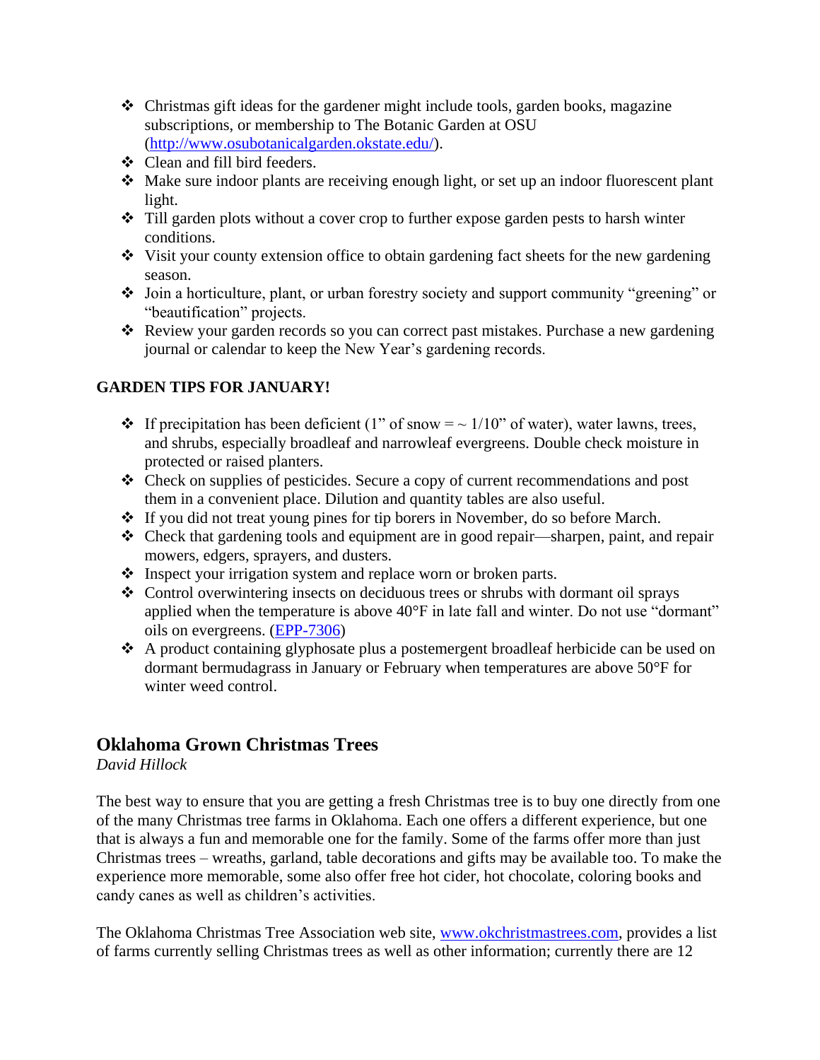- Christmas gift ideas for the gardener might include tools, garden books, magazine subscriptions, or membership to The Botanic Garden at OSU (http://www.osubotanicalgarden.okstate.edu/).
- Clean and fill bird feeders.
- Make sure indoor plants are receiving enough light, or set up an indoor fluorescent plant light.
- Till garden plots without a cover crop to further expose garden pests to harsh winter conditions.
- Visit your county extension office to obtain gardening fact sheets for the new gardening season.
- Join a horticulture, plant, or urban forestry society and support community "greening" or "beautification" projects.
- Review your garden records so you can correct past mistakes. Purchase a new gardening journal or calendar to keep the New Year's gardening records.

**GARDEN TIPS FOR JANUARY!**

- If precipitation has been deficient (1" of snow = ~ 1/10" of water), water lawns, trees, and shrubs, especially broadleaf and narrowleaf evergreens. Double check moisture in protected or raised planters.
- Check on supplies of pesticides. Secure a copy of current recommendations and post them in a convenient place. Dilution and quantity tables are also useful.
- If you did not treat young pines for tip borers in November, do so before March.
- Check that gardening tools and equipment are in good repair—sharpen, paint, and repair mowers, edgers, sprayers, and dusters.
- Inspect your irrigation system and replace worn or broken parts.
- Control overwintering insects on deciduous trees or shrubs with dormant oil sprays applied when the temperature is above 40°F in late fall and winter. Do not use "dormant" oils on evergreens. (EPP-7306)
- A product containing glyphosate plus a postemergent broadleaf herbicide can be used on dormant bermudagrass in January or February when temperatures are above 50°F for winter weed control.

## Oklahoma Grown Christmas Trees

*David Hillock*

The best way to ensure that you are getting a fresh Christmas tree is to buy one directly from one of the many Christmas tree farms in Oklahoma. Each one offers a different experience, but one that is always a fun and memorable one for the family. Some of the farms offer more than just Christmas trees – wreaths, garland, table decorations and gifts may be available too. To make the experience more memorable, some also offer free hot cider, hot chocolate, coloring books and candy canes as well as children's activities.

The Oklahoma Christmas Tree Association web site, www.okchristmastrees.com, provides a list of farms currently selling Christmas trees as well as other information; currently there are 12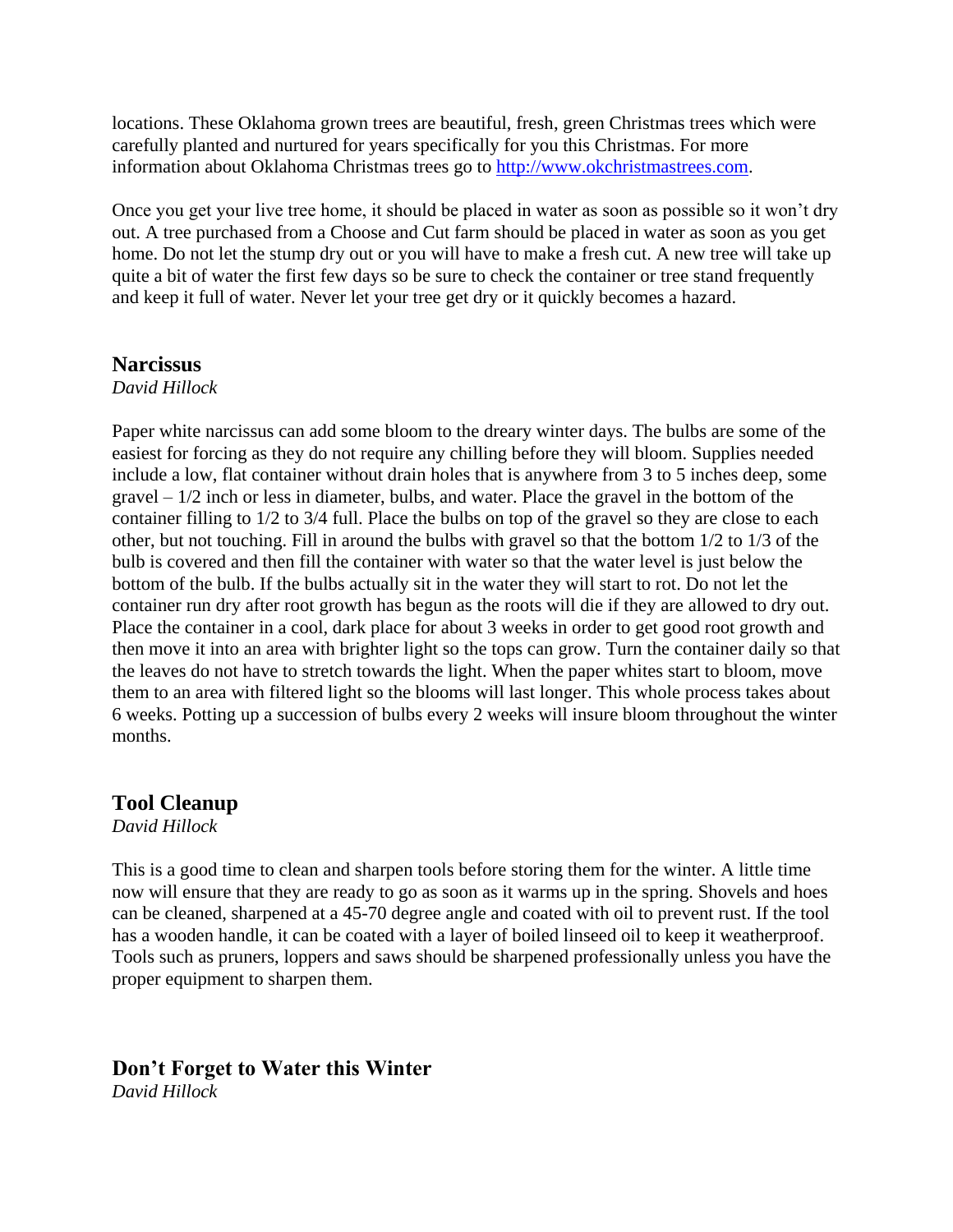locations. These Oklahoma grown trees are beautiful, fresh, green Christmas trees which were carefully planted and nurtured for years specifically for you this Christmas. For more information about Oklahoma Christmas trees go to [http://www.okchristmastrees.com](http://www.okchristmastrees.com).

Once you get your live tree home, it should be placed in water as soon as possible so it won't dry out. A tree purchased from a Choose and Cut farm should be placed in water as soon as you get home. Do not let the stump dry out or you will have to make a fresh cut. A new tree will take up quite a bit of water the first few days so be sure to check the container or tree stand frequently and keep it full of water. Never let your tree get dry or it quickly becomes a hazard.

## Narcissus

*David Hillock*

Paper white narcissus can add some bloom to the dreary winter days. The bulbs are some of the easiest for forcing as they do not require any chilling before they will bloom. Supplies needed include a low, flat container without drain holes that is anywhere from 3 to 5 inches deep, some gravel – 1/2 inch or less in diameter, bulbs, and water. Place the gravel in the bottom of the container filling to 1/2 to 3/4 full. Place the bulbs on top of the gravel so they are close to each other, but not touching. Fill in around the bulbs with gravel so that the bottom 1/2 to 1/3 of the bulb is covered and then fill the container with water so that the water level is just below the bottom of the bulb. If the bulbs actually sit in the water they will start to rot. Do not let the container run dry after root growth has begun as the roots will die if they are allowed to dry out. Place the container in a cool, dark place for about 3 weeks in order to get good root growth and then move it into an area with brighter light so the tops can grow. Turn the container daily so that the leaves do not have to stretch towards the light. When the paper whites start to bloom, move them to an area with filtered light so the blooms will last longer. This whole process takes about 6 weeks. Potting up a succession of bulbs every 2 weeks will insure bloom throughout the winter months.

## Tool Cleanup

*David Hillock*

This is a good time to clean and sharpen tools before storing them for the winter. A little time now will ensure that they are ready to go as soon as it warms up in the spring. Shovels and hoes can be cleaned, sharpened at a 45-70 degree angle and coated with oil to prevent rust. If the tool has a wooden handle, it can be coated with a layer of boiled linseed oil to keep it weatherproof. Tools such as pruners, loppers and saws should be sharpened professionally unless you have the proper equipment to sharpen them.

## Don't Forget to Water this Winter

*David Hillock*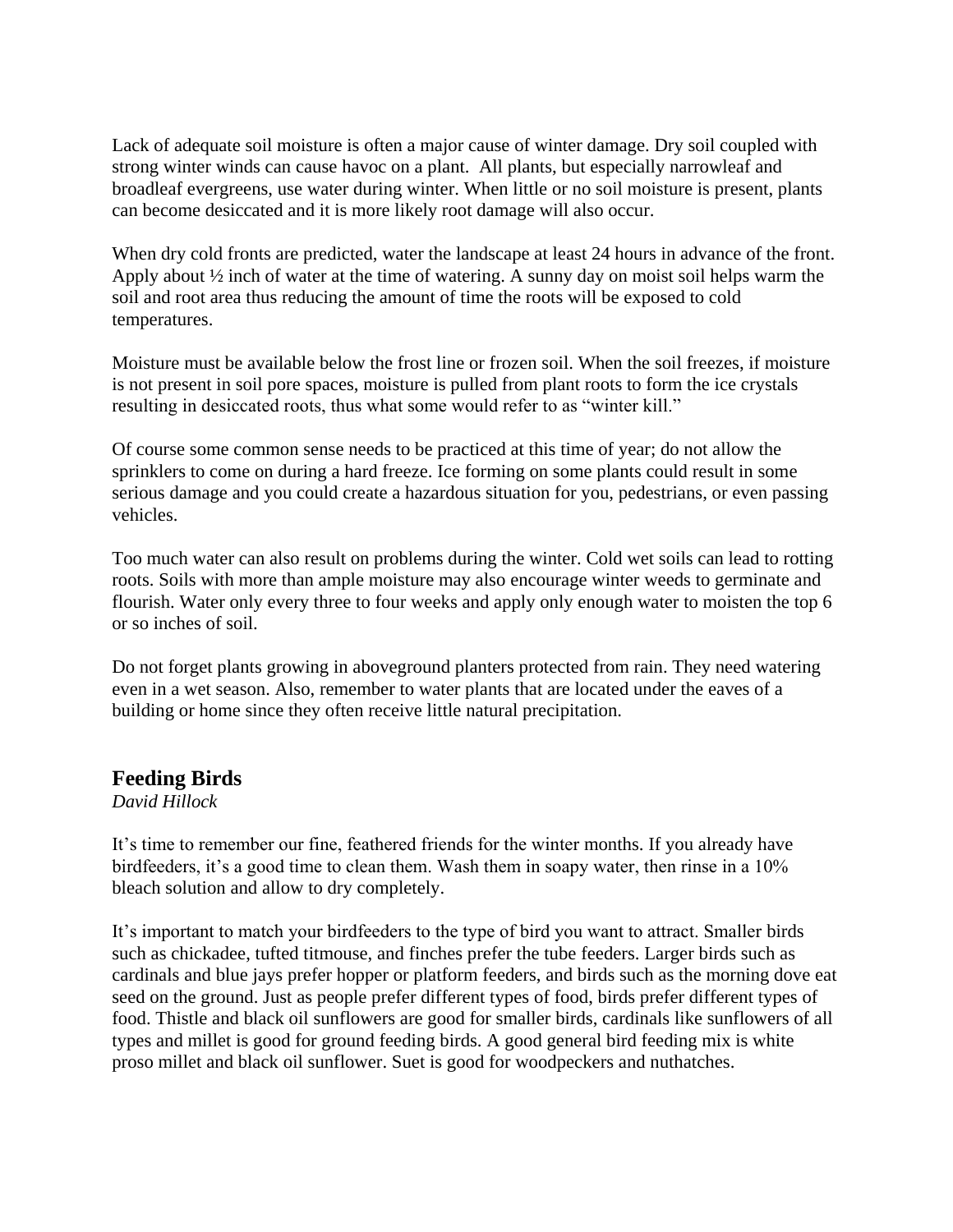Lack of adequate soil moisture is often a major cause of winter damage. Dry soil coupled with strong winter winds can cause havoc on a plant. All plants, but especially narrowleaf and broadleaf evergreens, use water during winter. When little or no soil moisture is present, plants can become desiccated and it is more likely root damage will also occur.

When dry cold fronts are predicted, water the landscape at least 24 hours in advance of the front. Apply about ½ inch of water at the time of watering. A sunny day on moist soil helps warm the soil and root area thus reducing the amount of time the roots will be exposed to cold temperatures.

Moisture must be available below the frost line or frozen soil. When the soil freezes, if moisture is not present in soil pore spaces, moisture is pulled from plant roots to form the ice crystals resulting in desiccated roots, thus what some would refer to as "winter kill."

Of course some common sense needs to be practiced at this time of year; do not allow the sprinklers to come on during a hard freeze. Ice forming on some plants could result in some serious damage and you could create a hazardous situation for you, pedestrians, or even passing vehicles.

Too much water can also result on problems during the winter. Cold wet soils can lead to rotting roots. Soils with more than ample moisture may also encourage winter weeds to germinate and flourish. Water only every three to four weeks and apply only enough water to moisten the top 6 or so inches of soil.

Do not forget plants growing in aboveground planters protected from rain. They need watering even in a wet season. Also, remember to water plants that are located under the eaves of a building or home since they often receive little natural precipitation.

## Feeding Birds

*David Hillock*

It's time to remember our fine, feathered friends for the winter months. If you already have birdfeeders, it's a good time to clean them. Wash them in soapy water, then rinse in a 10% bleach solution and allow to dry completely.

It's important to match your birdfeeders to the type of bird you want to attract. Smaller birds such as chickadee, tufted titmouse, and finches prefer the tube feeders. Larger birds such as cardinals and blue jays prefer hopper or platform feeders, and birds such as the morning dove eat seed on the ground. Just as people prefer different types of food, birds prefer different types of food. Thistle and black oil sunflowers are good for smaller birds, cardinals like sunflowers of all types and millet is good for ground feeding birds. A good general bird feeding mix is white proso millet and black oil sunflower. Suet is good for woodpeckers and nuthatches.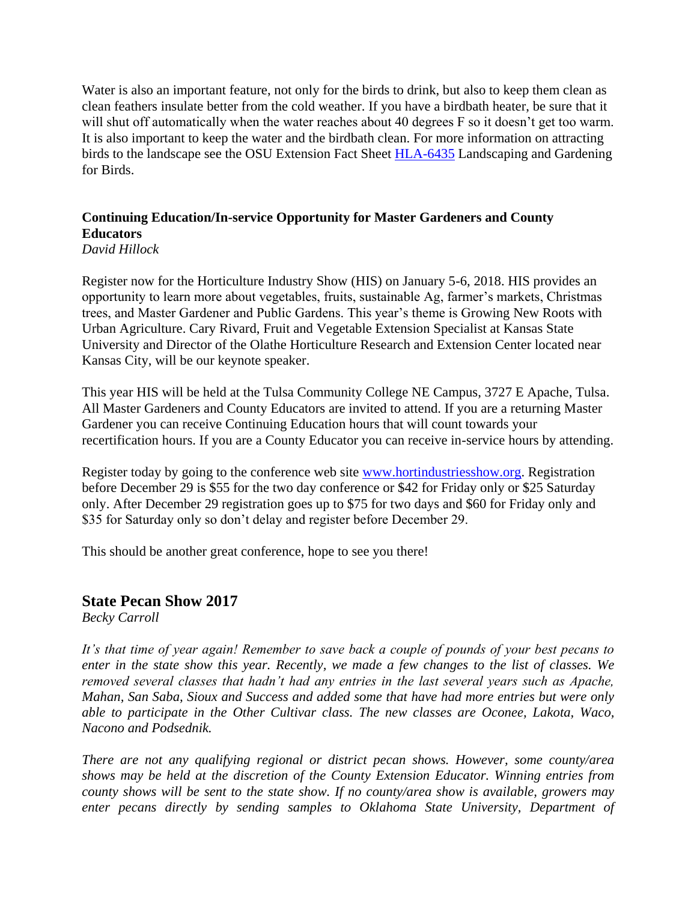Water is also an important feature, not only for the birds to drink, but also to keep them clean as clean feathers insulate better from the cold weather. If you have a birdbath heater, be sure that it will shut off automatically when the water reaches about 40 degrees F so it doesn't get too warm. It is also important to keep the water and the birdbath clean. For more information on attracting birds to the landscape see the OSU Extension Fact Sheet [HLA-6435](HLA-6435) Landscaping and Gardening for Birds.

### Continuing Education/In-service Opportunity for Master Gardeners and County Educators

*David Hillock*

Register now for the Horticulture Industry Show (HIS) on January 5-6, 2018. HIS provides an opportunity to learn more about vegetables, fruits, sustainable Ag, farmer's markets, Christmas trees, and Master Gardener and Public Gardens. This year's theme is Growing New Roots with Urban Agriculture. Cary Rivard, Fruit and Vegetable Extension Specialist at Kansas State University and Director of the Olathe Horticulture Research and Extension Center located near Kansas City, will be our keynote speaker.

This year HIS will be held at the Tulsa Community College NE Campus, 3727 E Apache, Tulsa. All Master Gardeners and County Educators are invited to attend. If you are a returning Master Gardener you can receive Continuing Education hours that will count towards your recertification hours. If you are a County Educator you can receive in-service hours by attending.

Register today by going to the conference web site [www.hortindustriesshow.org](www.hortindustriesshow.org). Registration before December 29 is $55 for the two day conference or $42 for Friday only or $25 Saturday only. After December 29 registration goes up to $75 for two days and $60 for Friday only and $35 for Saturday only so don't delay and register before December 29.

This should be another great conference, hope to see you there!

## State Pecan Show 2017

*Becky Carroll*

*It's that time of year again! Remember to save back a couple of pounds of your best pecans to enter in the state show this year. Recently, we made a few changes to the list of classes. We removed several classes that hadn't had any entries in the last several years such as Apache, Mahan, San Saba, Sioux and Success and added some that have had more entries but were only able to participate in the Other Cultivar class. The new classes are Oconee, Lakota, Waco, Nacono and Podsednik.*

*There are not any qualifying regional or district pecan shows. However, some county/area shows may be held at the discretion of the County Extension Educator. Winning entries from county shows will be sent to the state show. If no county/area show is available, growers may enter pecans directly by sending samples to Oklahoma State University, Department of*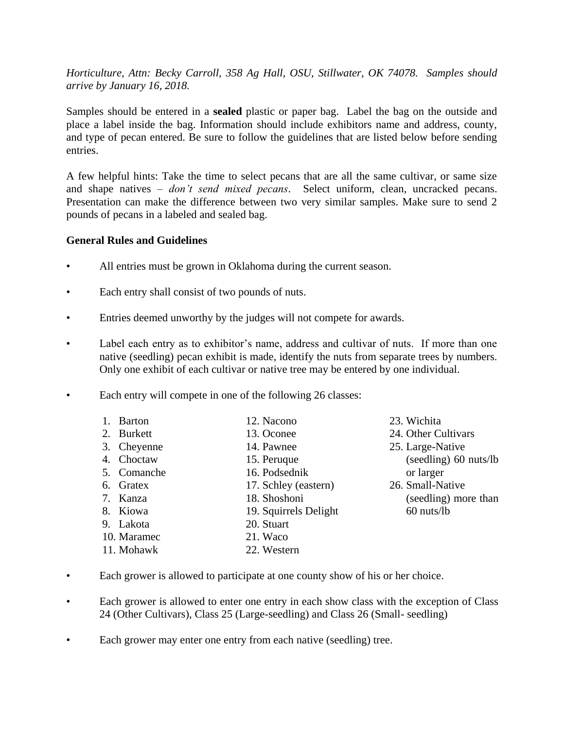*Horticulture, Attn: Becky Carroll, 358 Ag Hall, OSU, Stillwater, OK 74078. Samples should arrive by January 16, 2018.*

Samples should be entered in a **sealed** plastic or paper bag. Label the bag on the outside and place a label inside the bag. Information should include exhibitors name and address, county, and type of pecan entered. Be sure to follow the guidelines that are listed below before sending entries.

A few helpful hints: Take the time to select pecans that are all the same cultivar, or same size and shape natives – *don't send mixed pecans*. Select uniform, clean, uncracked pecans. Presentation can make the difference between two very similar samples. Make sure to send 2 pounds of pecans in a labeled and sealed bag.

**General Rules and Guidelines**

- All entries must be grown in Oklahoma during the current season.
- Each entry shall consist of two pounds of nuts.
- Entries deemed unworthy by the judges will not compete for awards.
- Label each entry as to exhibitor's name, address and cultivar of nuts. If more than one native (seedling) pecan exhibit is made, identify the nuts from separate trees by numbers. Only one exhibit of each cultivar or native tree may be entered by one individual.
- Each entry will compete in one of the following 26 classes:

  1. Barton
  2. Burkett
  3. Cheyenne
  4. Choctaw
  5. Comanche
  6. Gratex
  7. Kanza
  8. Kiowa
  9. Lakota
  10. Maramec
  11. Mohawk
  12. Nacono
  13. Oconee
  14. Pawnee
  15. Peruque
  16. Podsednik
  17. Schley (eastern)
  18. Shoshoni
  19. Squirrels Delight
  20. Stuart
  21. Waco
  22. Western
  23. Wichita
  24. Other Cultivars
  25. Large-Native (seedling) 60 nuts/lb or larger
  26. Small-Native (seedling) more than 60 nuts/lb

- Each grower is allowed to participate at one county show of his or her choice.
- Each grower is allowed to enter one entry in each show class with the exception of Class 24 (Other Cultivars), Class 25 (Large-seedling) and Class 26 (Small- seedling)
- Each grower may enter one entry from each native (seedling) tree.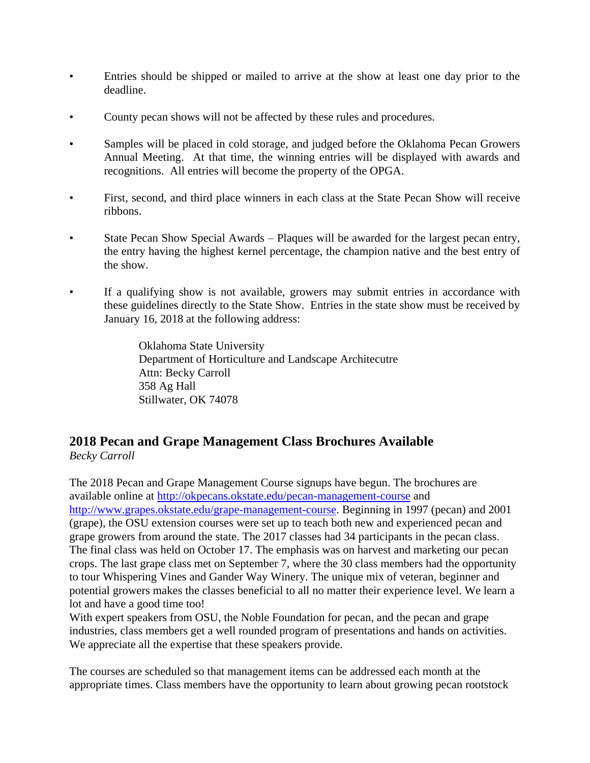- Entries should be shipped or mailed to arrive at the show at least one day prior to the deadline.

- County pecan shows will not be affected by these rules and procedures.

- Samples will be placed in cold storage, and judged before the Oklahoma Pecan Growers Annual Meeting. At that time, the winning entries will be displayed with awards and recognitions. All entries will become the property of the OPGA.

- First, second, and third place winners in each class at the State Pecan Show will receive ribbons.

- State Pecan Show Special Awards – Plaques will be awarded for the largest pecan entry, the entry having the highest kernel percentage, the champion native and the best entry of the show.

- If a qualifying show is not available, growers may submit entries in accordance with these guidelines directly to the State Show. Entries in the state show must be received by January 16, 2018 at the following address:

  Oklahoma State University
  Department of Horticulture and Landscape Architecutre
  Attn: Becky Carroll
  358 Ag Hall
  Stillwater, OK 74078

## 2018 Pecan and Grape Management Class Brochures Available

*Becky Carroll*

The 2018 Pecan and Grape Management Course signups have begun. The brochures are available online at http://okpecans.okstate.edu/pecan-management-course and http://www.grapes.okstate.edu/grape-management-course. Beginning in 1997 (pecan) and 2001 (grape), the OSU extension courses were set up to teach both new and experienced pecan and grape growers from around the state. The 2017 classes had 34 participants in the pecan class. The final class was held on October 17. The emphasis was on harvest and marketing our pecan crops. The last grape class met on September 7, where the 30 class members had the opportunity to tour Whispering Vines and Gander Way Winery. The unique mix of veteran, beginner and potential growers makes the classes beneficial to all no matter their experience level. We learn a lot and have a good time too!
With expert speakers from OSU, the Noble Foundation for pecan, and the pecan and grape industries, class members get a well rounded program of presentations and hands on activities. We appreciate all the expertise that these speakers provide.

The courses are scheduled so that management items can be addressed each month at the appropriate times. Class members have the opportunity to learn about growing pecan rootstock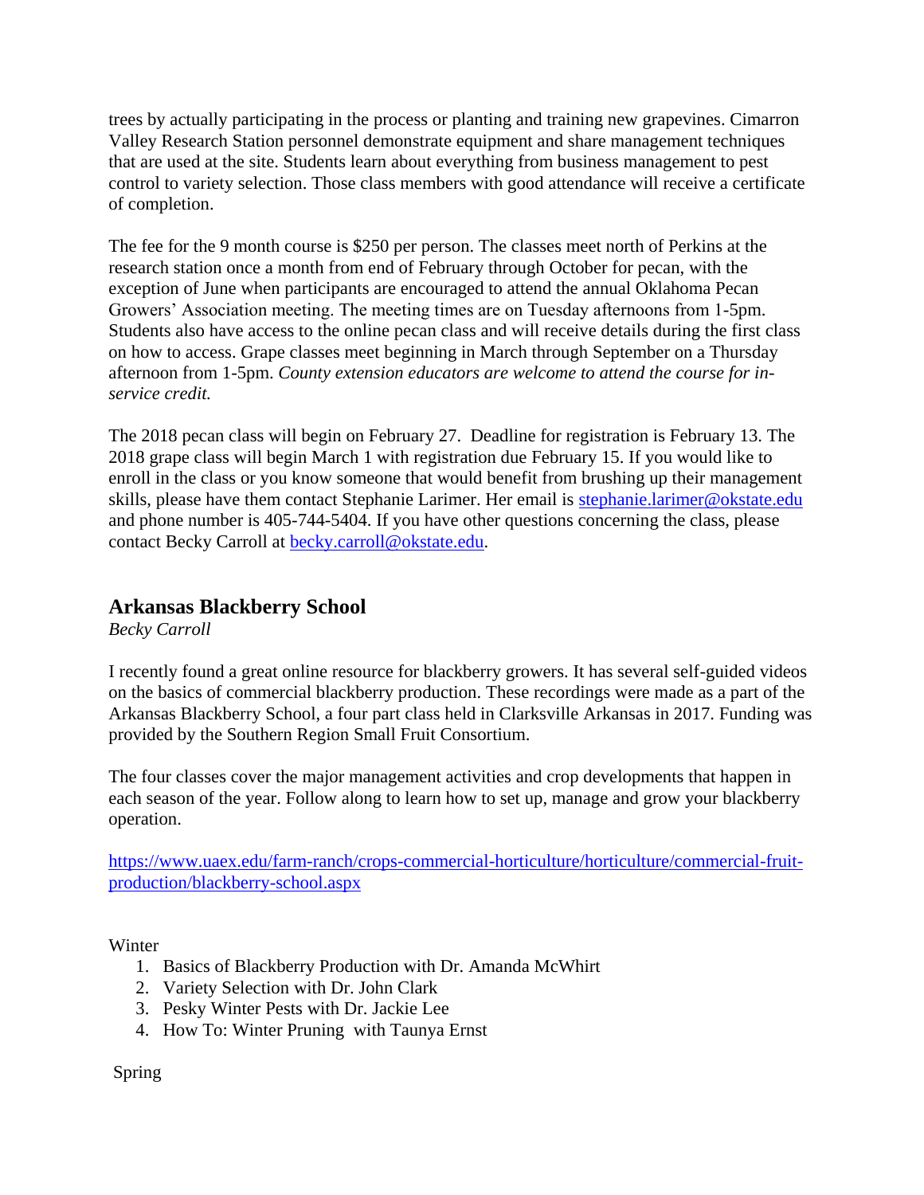trees by actually participating in the process or planting and training new grapevines. Cimarron Valley Research Station personnel demonstrate equipment and share management techniques that are used at the site. Students learn about everything from business management to pest control to variety selection. Those class members with good attendance will receive a certificate of completion.

The fee for the 9 month course is $250 per person. The classes meet north of Perkins at the research station once a month from end of February through October for pecan, with the exception of June when participants are encouraged to attend the annual Oklahoma Pecan Growers' Association meeting. The meeting times are on Tuesday afternoons from 1-5pm. Students also have access to the online pecan class and will receive details during the first class on how to access. Grape classes meet beginning in March through September on a Thursday afternoon from 1-5pm. *County extension educators are welcome to attend the course for in-service credit.*

The 2018 pecan class will begin on February 27. Deadline for registration is February 13. The 2018 grape class will begin March 1 with registration due February 15. If you would like to enroll in the class or you know someone that would benefit from brushing up their management skills, please have them contact Stephanie Larimer. Her email is [stephanie.larimer@okstate.edu](mailto:stephanie.larimer@okstate.edu) and phone number is 405-744-5404. If you have other questions concerning the class, please contact Becky Carroll at [becky.carroll@okstate.edu](mailto:becky.carroll@okstate.edu).

## Arkansas Blackberry School

*Becky Carroll*

I recently found a great online resource for blackberry growers. It has several self-guided videos on the basics of commercial blackberry production. These recordings were made as a part of the Arkansas Blackberry School, a four part class held in Clarksville Arkansas in 2017. Funding was provided by the Southern Region Small Fruit Consortium.

The four classes cover the major management activities and crop developments that happen in each season of the year. Follow along to learn how to set up, manage and grow your blackberry operation.

[https://www.uaex.edu/farm-ranch/crops-commercial-horticulture/horticulture/commercial-fruit-production/blackberry-school.aspx](https://www.uaex.edu/farm-ranch/crops-commercial-horticulture/horticulture/commercial-fruit-production/blackberry-school.aspx)

Winter

1. Basics of Blackberry Production with Dr. Amanda McWhirt
2. Variety Selection with Dr. John Clark
3. Pesky Winter Pests with Dr. Jackie Lee
4. How To: Winter Pruning with Taunya Ernst

Spring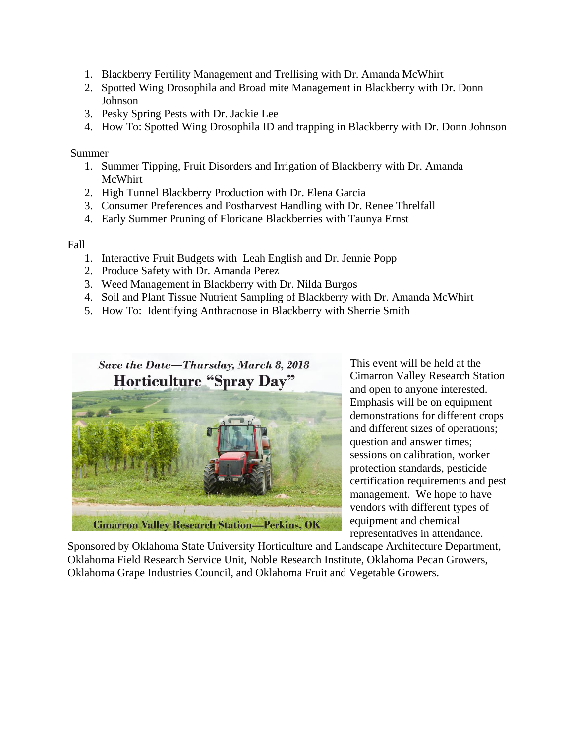1. Blackberry Fertility Management and Trellising with Dr. Amanda McWhirt
2. Spotted Wing Drosophila and Broad mite Management in Blackberry with Dr. Donn Johnson
3. Pesky Spring Pests with Dr. Jackie Lee
4. How To: Spotted Wing Drosophila ID and trapping in Blackberry with Dr. Donn Johnson

Summer

1. Summer Tipping, Fruit Disorders and Irrigation of Blackberry with Dr. Amanda McWhirt
2. High Tunnel Blackberry Production with Dr. Elena Garcia
3. Consumer Preferences and Postharvest Handling with Dr. Renee Threlfall
4. Early Summer Pruning of Floricane Blackberries with Taunya Ernst

Fall

1. Interactive Fruit Budgets with Leah English and Dr. Jennie Popp
2. Produce Safety with Dr. Amanda Perez
3. Weed Management in Blackberry with Dr. Nilda Burgos
4. Soil and Plant Tissue Nutrient Sampling of Blackberry with Dr. Amanda McWhirt
5. How To: Identifying Anthracnose in Blackberry with Sherrie Smith

*Save the Date—Thursday, March 8, 2018*

**Horticulture "Spray Day"**

**Cimarron Valley Research Station—Perkins, OK**

This event will be held at the Cimarron Valley Research Station and open to anyone interested. Emphasis will be on equipment demonstrations for different crops and different sizes of operations; question and answer times; sessions on calibration, worker protection standards, pesticide certification requirements and pest management. We hope to have vendors with different types of equipment and chemical representatives in attendance.

Sponsored by Oklahoma State University Horticulture and Landscape Architecture Department, Oklahoma Field Research Service Unit, Noble Research Institute, Oklahoma Pecan Growers, Oklahoma Grape Industries Council, and Oklahoma Fruit and Vegetable Growers.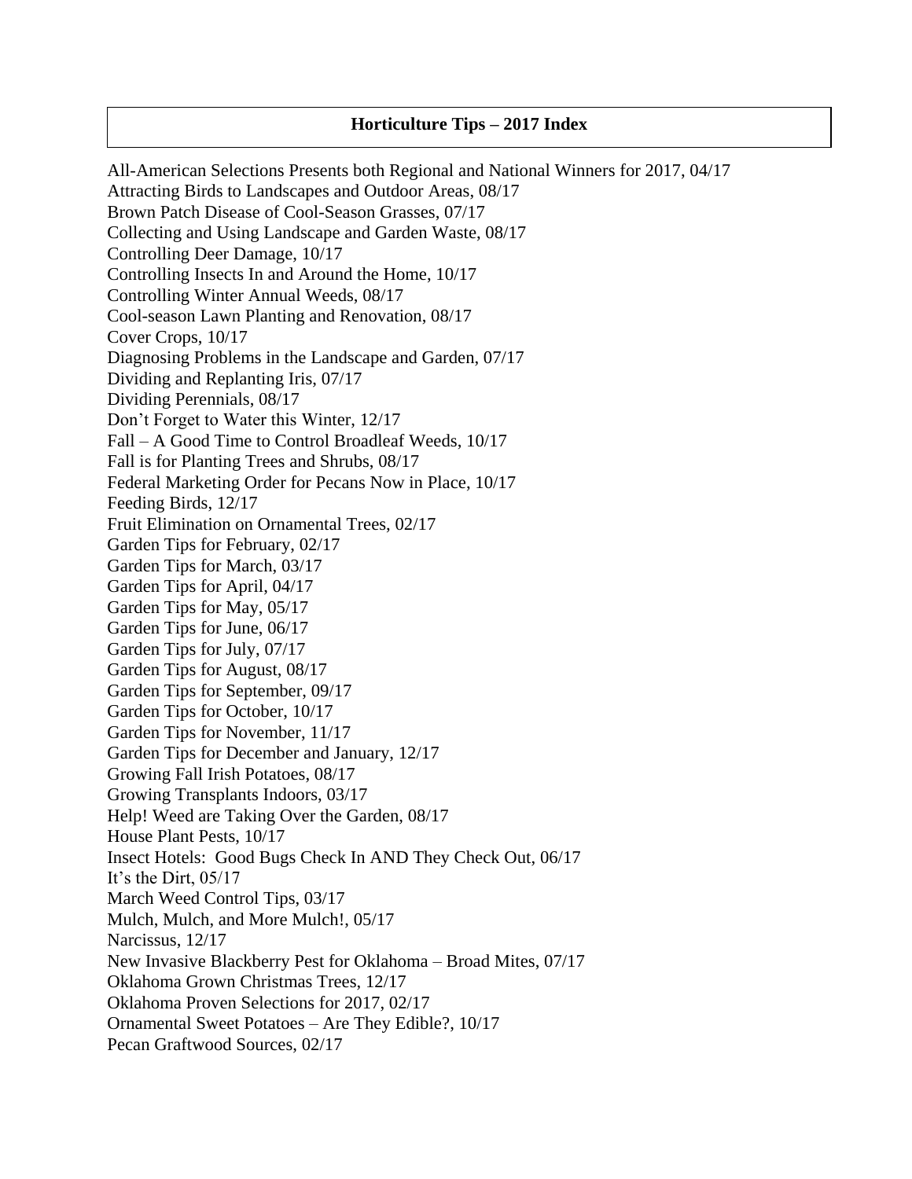**Horticulture Tips – 2017 Index**

All-American Selections Presents both Regional and National Winners for 2017, 04/17
Attracting Birds to Landscapes and Outdoor Areas, 08/17
Brown Patch Disease of Cool-Season Grasses, 07/17
Collecting and Using Landscape and Garden Waste, 08/17
Controlling Deer Damage, 10/17
Controlling Insects In and Around the Home, 10/17
Controlling Winter Annual Weeds, 08/17
Cool-season Lawn Planting and Renovation, 08/17
Cover Crops, 10/17
Diagnosing Problems in the Landscape and Garden, 07/17
Dividing and Replanting Iris, 07/17
Dividing Perennials, 08/17
Don't Forget to Water this Winter, 12/17
Fall – A Good Time to Control Broadleaf Weeds, 10/17
Fall is for Planting Trees and Shrubs, 08/17
Federal Marketing Order for Pecans Now in Place, 10/17
Feeding Birds, 12/17
Fruit Elimination on Ornamental Trees, 02/17
Garden Tips for February, 02/17
Garden Tips for March, 03/17
Garden Tips for April, 04/17
Garden Tips for May, 05/17
Garden Tips for June, 06/17
Garden Tips for July, 07/17
Garden Tips for August, 08/17
Garden Tips for September, 09/17
Garden Tips for October, 10/17
Garden Tips for November, 11/17
Garden Tips for December and January, 12/17
Growing Fall Irish Potatoes, 08/17
Growing Transplants Indoors, 03/17
Help! Weed are Taking Over the Garden, 08/17
House Plant Pests, 10/17
Insect Hotels: Good Bugs Check In AND They Check Out, 06/17
It's the Dirt, 05/17
March Weed Control Tips, 03/17
Mulch, Mulch, and More Mulch!, 05/17
Narcissus, 12/17
New Invasive Blackberry Pest for Oklahoma – Broad Mites, 07/17
Oklahoma Grown Christmas Trees, 12/17
Oklahoma Proven Selections for 2017, 02/17
Ornamental Sweet Potatoes – Are They Edible?, 10/17
Pecan Graftwood Sources, 02/17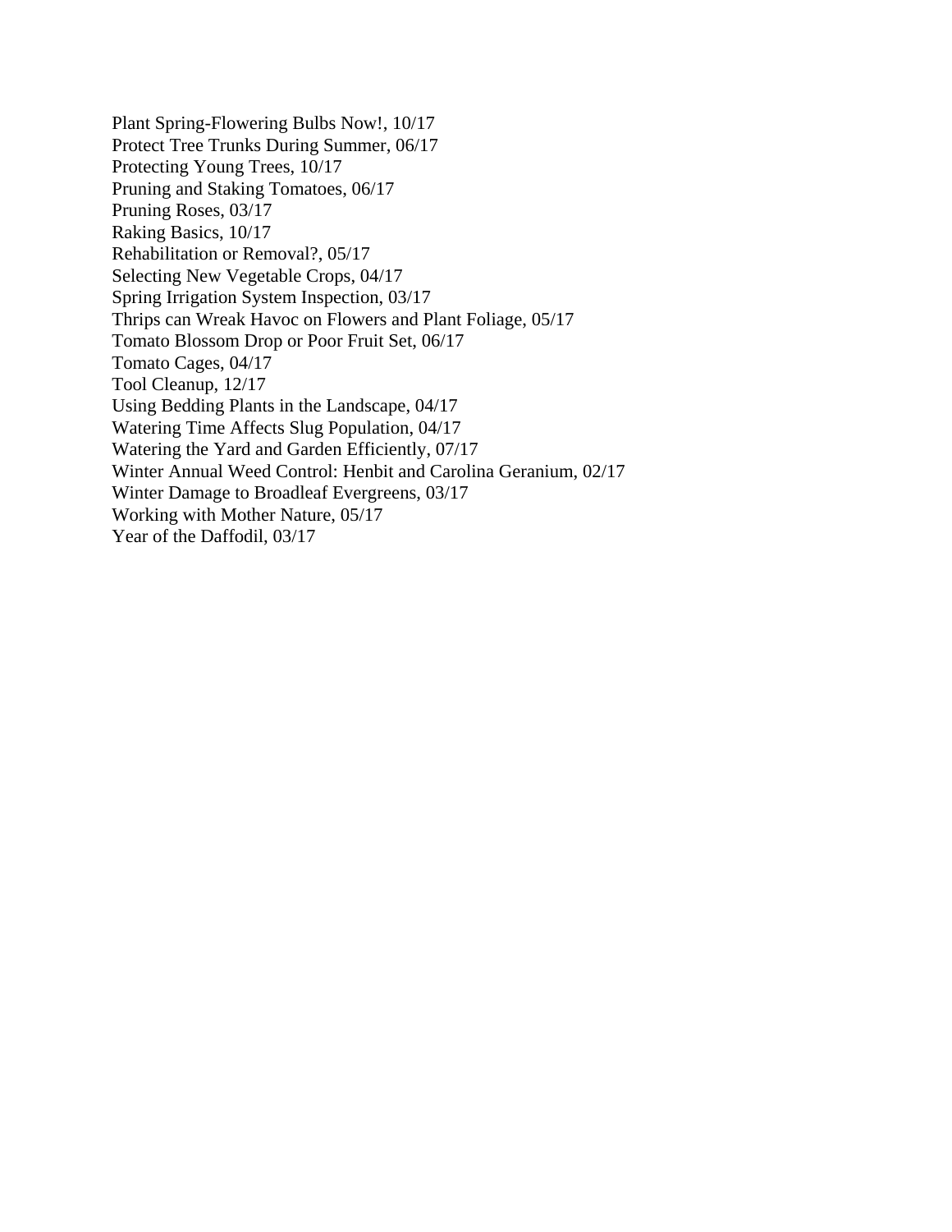Plant Spring-Flowering Bulbs Now!, 10/17
Protect Tree Trunks During Summer, 06/17
Protecting Young Trees, 10/17
Pruning and Staking Tomatoes, 06/17
Pruning Roses, 03/17
Raking Basics, 10/17
Rehabilitation or Removal?, 05/17
Selecting New Vegetable Crops, 04/17
Spring Irrigation System Inspection, 03/17
Thrips can Wreak Havoc on Flowers and Plant Foliage, 05/17
Tomato Blossom Drop or Poor Fruit Set, 06/17
Tomato Cages, 04/17
Tool Cleanup, 12/17
Using Bedding Plants in the Landscape, 04/17
Watering Time Affects Slug Population, 04/17
Watering the Yard and Garden Efficiently, 07/17
Winter Annual Weed Control: Henbit and Carolina Geranium, 02/17
Winter Damage to Broadleaf Evergreens, 03/17
Working with Mother Nature, 05/17
Year of the Daffodil, 03/17